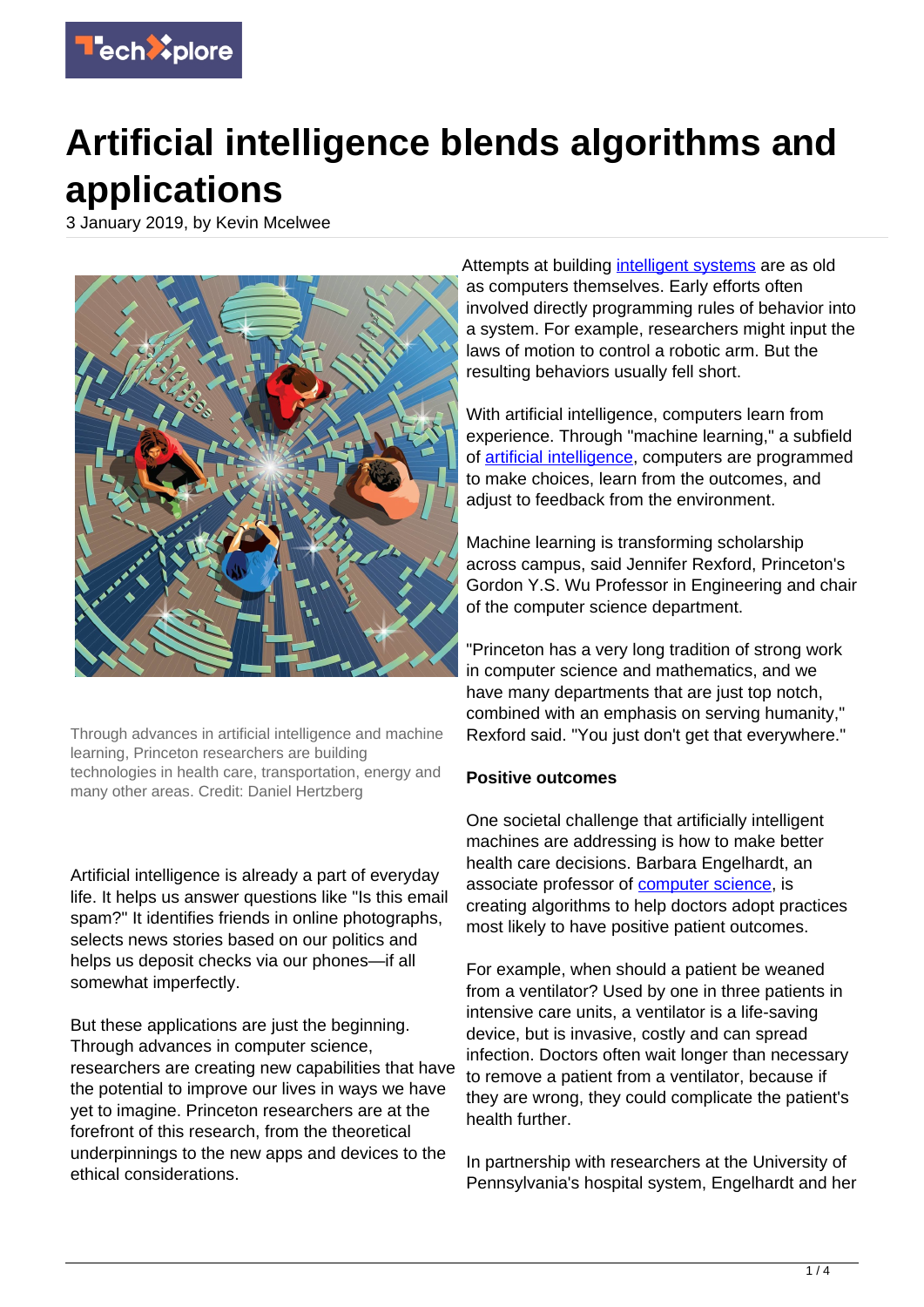# Artificial intelligence blends algorithms and applications

3 January 2019, by Kevin Mcelwee

Through advances in artificial intelligence and machine learning, Princeton researchers are building technologies in health care, transportation, energy and many other areas. Credit: Daniel Hertzberg

Artificial intelligence is already a part of everyday life. It helps us answer questions like "Is this email spam?" It identifies friends in online photographs, selects news stories based on our politics and helps us deposit checks via our phones—if all somewhat imperfectly.

But these applications are just the beginning. Through advances in computer science, researchers are creating new capabilities that have the potential to improve our lives in ways we have yet to imagine. Princeton researchers are at the forefront of this research, from the theoretical underpinnings to the new apps and devices to the ethical considerations.

Attempts at building intelligent systems are as old as computers themselves. Early efforts often involved directly programming rules of behavior into a system. For example, researchers might input the laws of motion to control a robotic arm. But the resulting behaviors usually fell short.

With artificial intelligence, computers learn from experience. Through "machine learning," a subfield of artificial intelligence, computers are programmed to make choices, learn from the outcomes, and adjust to feedback from the environment.

Machine learning is transforming scholarship across campus, said Jennifer Rexford, Princeton's Gordon Y.S. Wu Professor in Engineering and chair of the computer science department.

"Princeton has a very long tradition of strong work in computer science and mathematics, and we have many departments that are just top notch, combined with an emphasis on serving humanity," Rexford said. "You just don't get that everywhere."

**Positive outcomes**

One societal challenge that artificially intelligent machines are addressing is how to make better health care decisions. Barbara Engelhardt, an associate professor of computer science, is creating algorithms to help doctors adopt practices most likely to have positive patient outcomes.

For example, when should a patient be weaned from a ventilator? Used by one in three patients in intensive care units, a ventilator is a life-saving device, but is invasive, costly and can spread infection. Doctors often wait longer than necessary to remove a patient from a ventilator, because if they are wrong, they could complicate the patient's health further.

In partnership with researchers at the University of Pennsylvania's hospital system, Engelhardt and her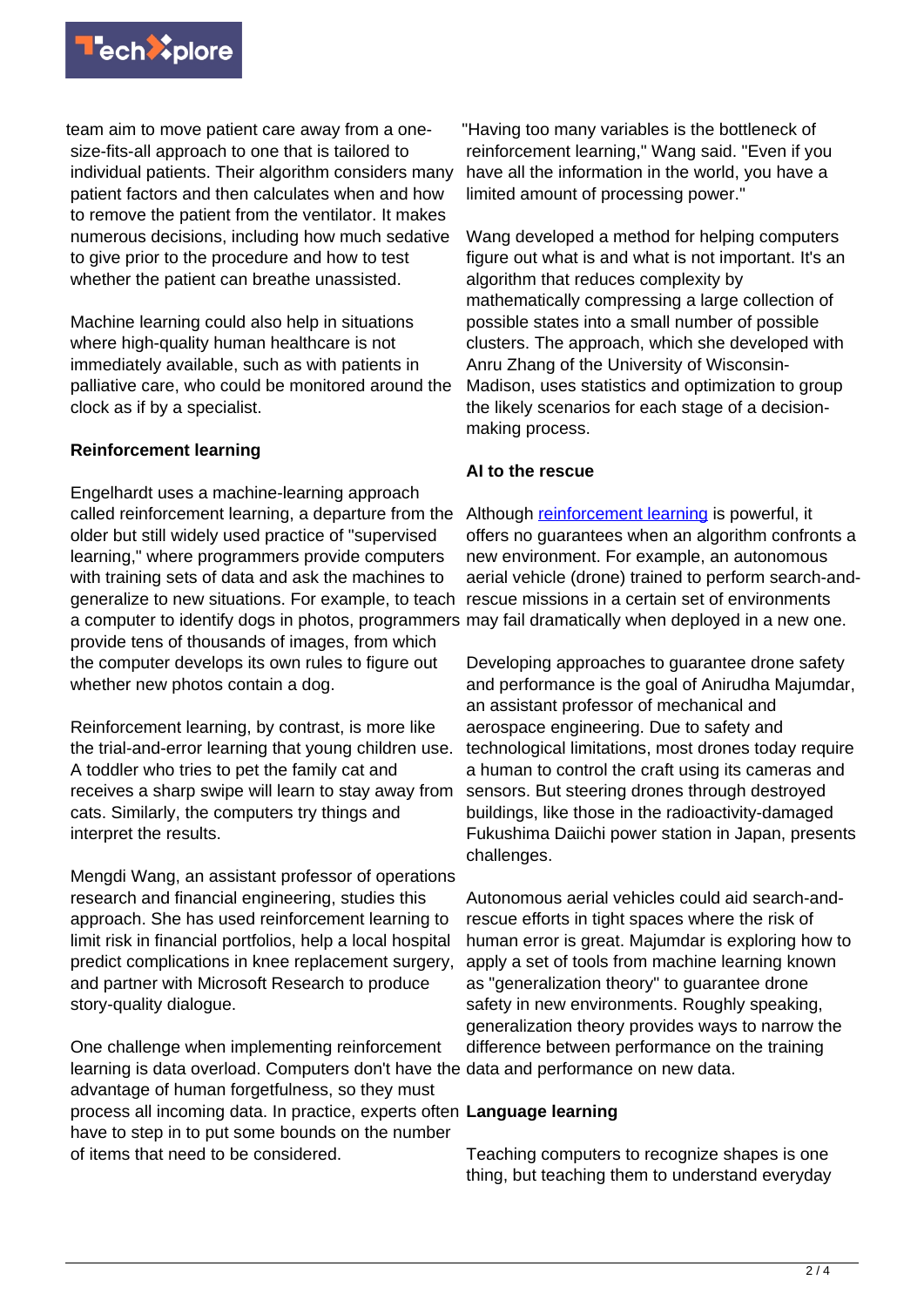team aim to move patient care away from a one-size-fits-all approach to one that is tailored to individual patients. Their algorithm considers many patient factors and then calculates when and how to remove the patient from the ventilator. It makes numerous decisions, including how much sedative to give prior to the procedure and how to test whether the patient can breathe unassisted.

Machine learning could also help in situations where high-quality human healthcare is not immediately available, such as with patients in palliative care, who could be monitored around the clock as if by a specialist.

**Reinforcement learning**

Engelhardt uses a machine-learning approach called reinforcement learning, a departure from the older but still widely used practice of "supervised learning," where programmers provide computers with training sets of data and ask the machines to generalize to new situations. For example, to teach a computer to identify dogs in photos, programmers provide tens of thousands of images, from which the computer develops its own rules to figure out whether new photos contain a dog.

Reinforcement learning, by contrast, is more like the trial-and-error learning that young children use. A toddler who tries to pet the family cat and receives a sharp swipe will learn to stay away from cats. Similarly, the computers try things and interpret the results.

Mengdi Wang, an assistant professor of operations research and financial engineering, studies this approach. She has used reinforcement learning to limit risk in financial portfolios, help a local hospital predict complications in knee replacement surgery, and partner with Microsoft Research to produce story-quality dialogue.

One challenge when implementing reinforcement learning is data overload. Computers don't have the advantage of human forgetfulness, so they must process all incoming data. In practice, experts often have to step in to put some bounds on the number of items that need to be considered.

"Having too many variables is the bottleneck of reinforcement learning," Wang said. "Even if you have all the information in the world, you have a limited amount of processing power."

Wang developed a method for helping computers figure out what is and what is not important. It's an algorithm that reduces complexity by mathematically compressing a large collection of possible states into a small number of possible clusters. The approach, which she developed with Anru Zhang of the University of Wisconsin-Madison, uses statistics and optimization to group the likely scenarios for each stage of a decision-making process.

**AI to the rescue**

Although reinforcement learning is powerful, it offers no guarantees when an algorithm confronts a new environment. For example, an autonomous aerial vehicle (drone) trained to perform search-and-rescue missions in a certain set of environments may fail dramatically when deployed in a new one.

Developing approaches to guarantee drone safety and performance is the goal of Anirudha Majumdar, an assistant professor of mechanical and aerospace engineering. Due to safety and technological limitations, most drones today require a human to control the craft using its cameras and sensors. But steering drones through destroyed buildings, like those in the radioactivity-damaged Fukushima Daiichi power station in Japan, presents challenges.

Autonomous aerial vehicles could aid search-and-rescue efforts in tight spaces where the risk of human error is great. Majumdar is exploring how to apply a set of tools from machine learning known as "generalization theory" to guarantee drone safety in new environments. Roughly speaking, generalization theory provides ways to narrow the difference between performance on the training data and performance on new data.

**Language learning**

Teaching computers to recognize shapes is one thing, but teaching them to understand everyday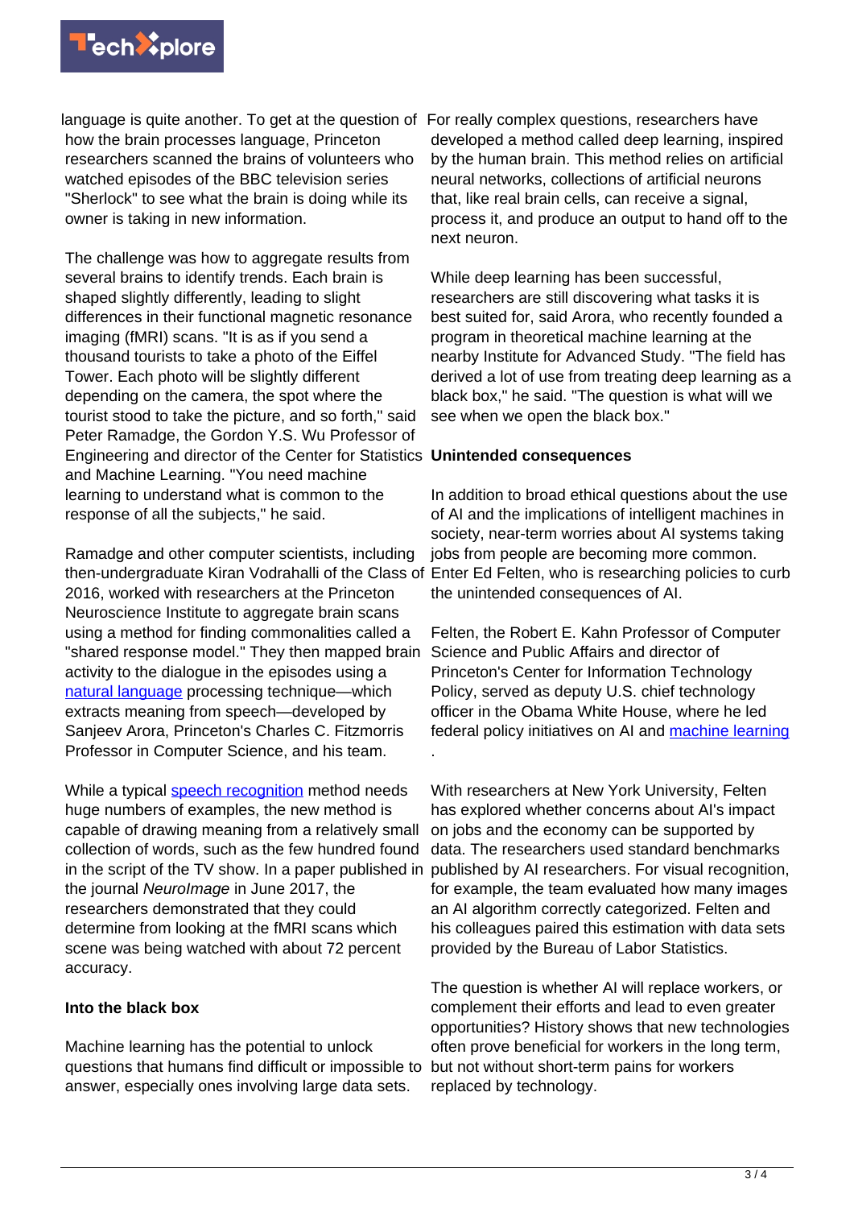language is quite another. To get at the question of how the brain processes language, Princeton researchers scanned the brains of volunteers who watched episodes of the BBC television series "Sherlock" to see what the brain is doing while its owner is taking in new information.

The challenge was how to aggregate results from several brains to identify trends. Each brain is shaped slightly differently, leading to slight differences in their functional magnetic resonance imaging (fMRI) scans. "It is as if you send a thousand tourists to take a photo of the Eiffel Tower. Each photo will be slightly different depending on the camera, the spot where the tourist stood to take the picture, and so forth," said Peter Ramadge, the Gordon Y.S. Wu Professor of Engineering and director of the Center for Statistics and Machine Learning. "You need machine learning to understand what is common to the response of all the subjects," he said.

Ramadge and other computer scientists, including then-undergraduate Kiran Vodrahalli of the Class of 2016, worked with researchers at the Princeton Neuroscience Institute to aggregate brain scans using a method for finding commonalities called a "shared response model." They then mapped brain activity to the dialogue in the episodes using a natural language processing technique—which extracts meaning from speech—developed by Sanjeev Arora, Princeton's Charles C. Fitzmorris Professor in Computer Science, and his team.

While a typical speech recognition method needs huge numbers of examples, the new method is capable of drawing meaning from a relatively small collection of words, such as the few hundred found in the script of the TV show. In a paper published in the journal *NeuroImage* in June 2017, the researchers demonstrated that they could determine from looking at the fMRI scans which scene was being watched with about 72 percent accuracy.

**Into the black box**

Machine learning has the potential to unlock questions that humans find difficult or impossible to answer, especially ones involving large data sets. For really complex questions, researchers have developed a method called deep learning, inspired by the human brain. This method relies on artificial neural networks, collections of artificial neurons that, like real brain cells, can receive a signal, process it, and produce an output to hand off to the next neuron.

While deep learning has been successful, researchers are still discovering what tasks it is best suited for, said Arora, who recently founded a program in theoretical machine learning at the nearby Institute for Advanced Study. "The field has derived a lot of use from treating deep learning as a black box," he said. "The question is what will we see when we open the black box."

**Unintended consequences**

In addition to broad ethical questions about the use of AI and the implications of intelligent machines in society, near-term worries about AI systems taking jobs from people are becoming more common. Enter Ed Felten, who is researching policies to curb the unintended consequences of AI.

Felten, the Robert E. Kahn Professor of Computer Science and Public Affairs and director of Princeton's Center for Information Technology Policy, served as deputy U.S. chief technology officer in the Obama White House, where he led federal policy initiatives on AI and machine learning.

With researchers at New York University, Felten has explored whether concerns about AI's impact on jobs and the economy can be supported by data. The researchers used standard benchmarks published by AI researchers. For visual recognition, for example, the team evaluated how many images an AI algorithm correctly categorized. Felten and his colleagues paired this estimation with data sets provided by the Bureau of Labor Statistics.

The question is whether AI will replace workers, or complement their efforts and lead to even greater opportunities? History shows that new technologies often prove beneficial for workers in the long term, but not without short-term pains for workers replaced by technology.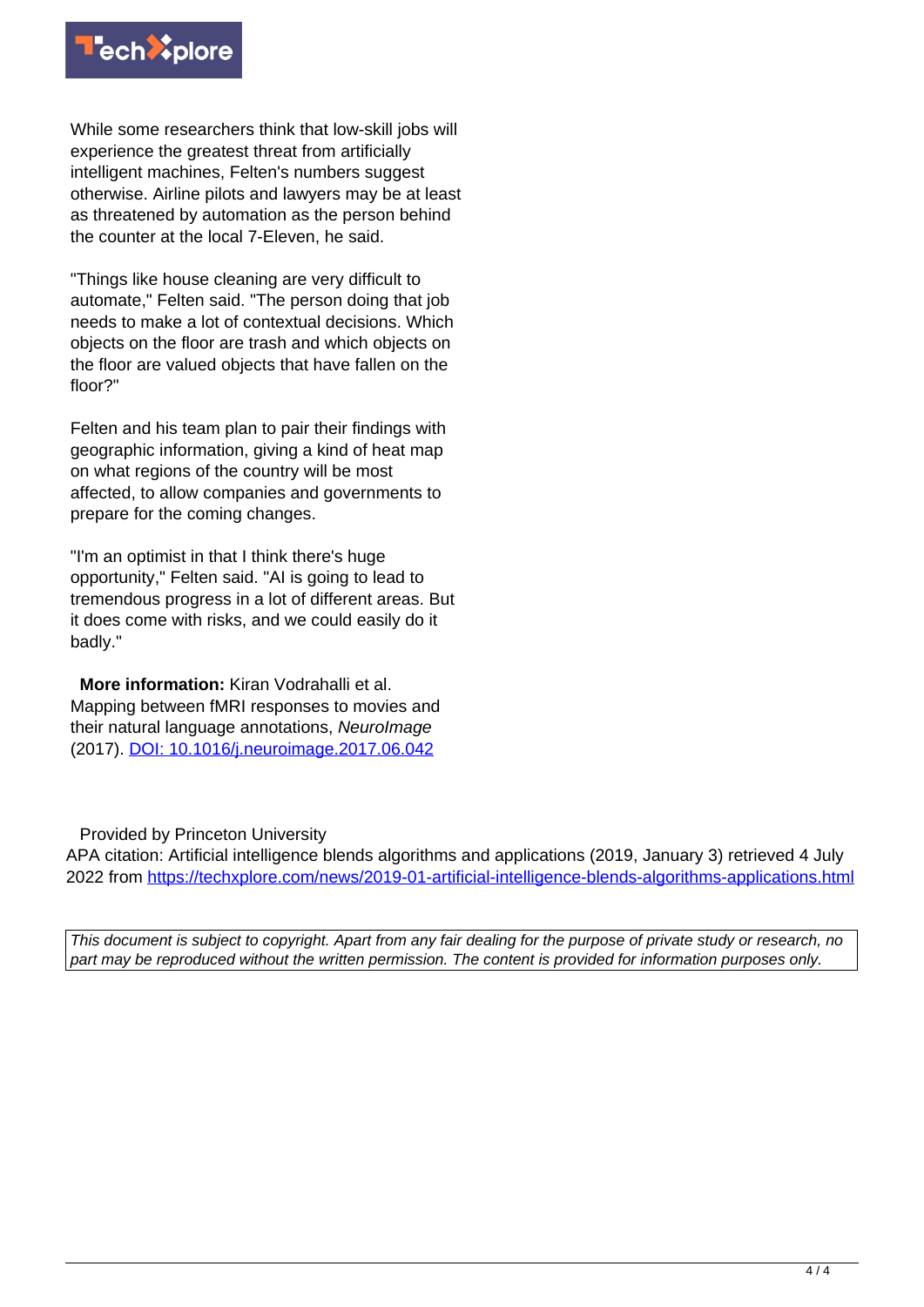While some researchers think that low-skill jobs will experience the greatest threat from artificially intelligent machines, Felten's numbers suggest otherwise. Airline pilots and lawyers may be at least as threatened by automation as the person behind the counter at the local 7-Eleven, he said.

"Things like house cleaning are very difficult to automate," Felten said. "The person doing that job needs to make a lot of contextual decisions. Which objects on the floor are trash and which objects on the floor are valued objects that have fallen on the floor?"

Felten and his team plan to pair their findings with geographic information, giving a kind of heat map on what regions of the country will be most affected, to allow companies and governments to prepare for the coming changes.

"I'm an optimist in that I think there's huge opportunity," Felten said. "AI is going to lead to tremendous progress in a lot of different areas. But it does come with risks, and we could easily do it badly."

**More information:** Kiran Vodrahalli et al. Mapping between fMRI responses to movies and their natural language annotations, *NeuroImage* (2017). [DOI: 10.1016/j.neuroimage.2017.06.042](https://doi.org/10.1016/j.neuroimage.2017.06.042)

Provided by Princeton University

APA citation: Artificial intelligence blends algorithms and applications (2019, January 3) retrieved 4 July 2022 from https://techxplore.com/news/2019-01-artificial-intelligence-blends-algorithms-applications.html

*This document is subject to copyright. Apart from any fair dealing for the purpose of private study or research, no part may be reproduced without the written permission. The content is provided for information purposes only.*